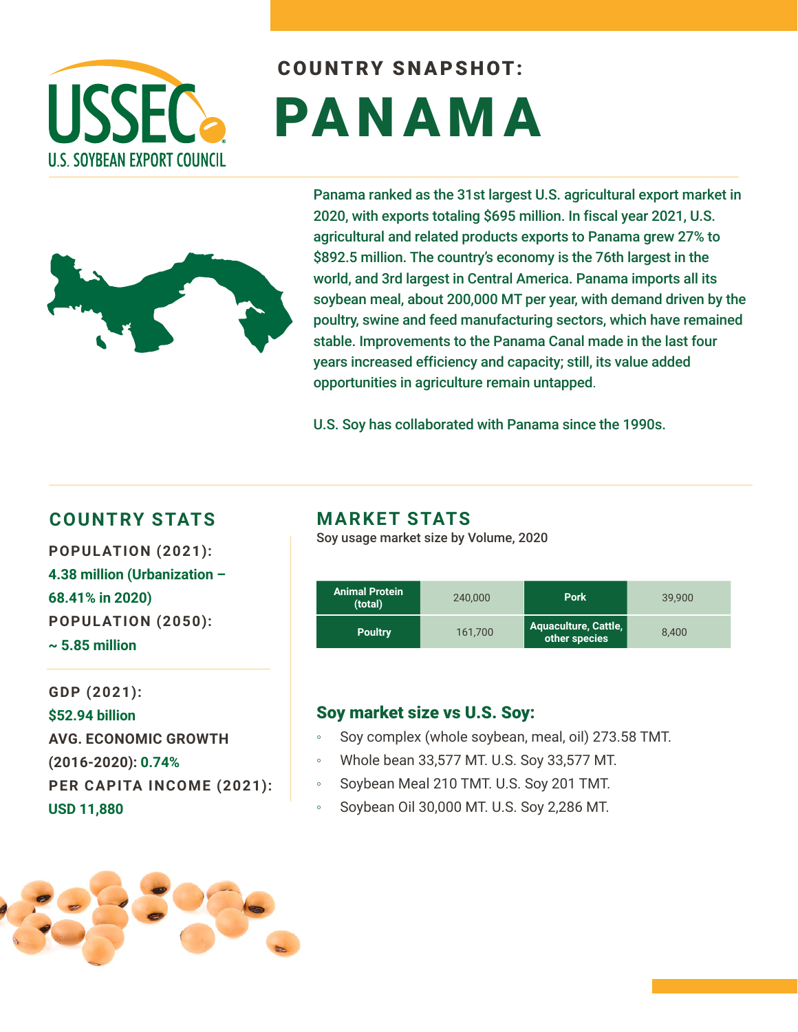U.S. SOYBEAN EXPORT COUNCIL

## COUNTRY SNAPSHOT:

# PANAMA

Panama ranked as the 31st largest U.S. agricultural export market in 2020, with exports totaling $695 million. In fiscal year 2021, U.S. agricultural and related products exports to Panama grew 27% to $892.5 million. The country's economy is the 76th largest in the world, and 3rd largest in Central America. Panama imports all its soybean meal, about 200,000 MT per year, with demand driven by the poultry, swine and feed manufacturing sectors, which have remained stable. Improvements to the Panama Canal made in the last four years increased efficiency and capacity; still, its value added opportunities in agriculture remain untapped.

U.S. Soy has collaborated with Panama since the 1990s.

## COUNTRY STATS

**POPULATION (2021):**
4.38 million (Urbanization – 68.41% in 2020)

**POPULATION (2050):**
~ 5.85 million

**GDP (2021):**
$52.94 billion

**AVG. ECONOMIC GROWTH (2016-2020):** 0.74%

**PER CAPITA INCOME (2021):**
USD 11,880

## MARKET STATS

Soy usage market size by Volume, 2020

| Category | Volume | Category | Volume |
|---|---|---|---|
| Animal Protein (total) | 240,000 | Pork | 39,900 |
| Poultry | 161,700 | Aquaculture, Cattle, other species | 8,400 |

### Soy market size vs U.S. Soy:

- Soy complex (whole soybean, meal, oil) 273.58 TMT.
- Whole bean 33,577 MT. U.S. Soy 33,577 MT.
- Soybean Meal 210 TMT. U.S. Soy 201 TMT.
- Soybean Oil 30,000 MT. U.S. Soy 2,286 MT.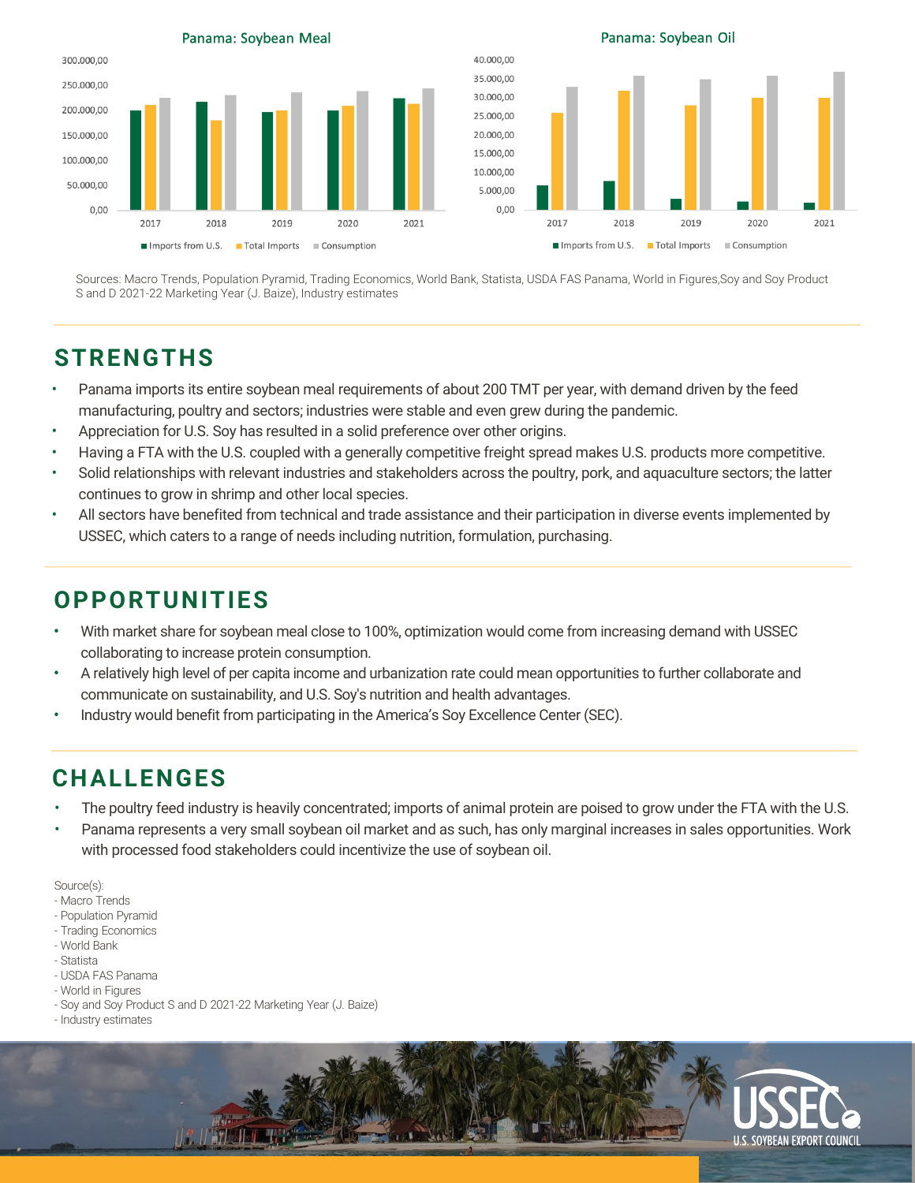Panama: Soybean Meal

300.000,00
250.000,00
200.000,00
150.000,00
100.000,00
50.000,00
0,00

2017 2018 2019 2020 2021

Imports from U.S. Total Imports Consumption

Panama: Soybean Oil

40.000,00
35.000,00
30.000,00
25.000,00
20.000,00
15.000,00
10.000,00
5.000,00
0,00

2017 2018 2019 2020 2021

Imports from U.S. Total Imports Consumption

Sources: Macro Trends, Population Pyramid, Trading Economics, World Bank, Statista, USDA FAS Panama, World in Figures,Soy and Soy Product S and D 2021-22 Marketing Year (J. Baize), Industry estimates

## STRENGTHS

- Panama imports its entire soybean meal requirements of about 200 TMT per year, with demand driven by the feed manufacturing, poultry and sectors; industries were stable and even grew during the pandemic.
- Appreciation for U.S. Soy has resulted in a solid preference over other origins.
- Having a FTA with the U.S. coupled with a generally competitive freight spread makes U.S. products more competitive.
- Solid relationships with relevant industries and stakeholders across the poultry, pork, and aquaculture sectors; the latter continues to grow in shrimp and other local species.
- All sectors have benefited from technical and trade assistance and their participation in diverse events implemented by USSEC, which caters to a range of needs including nutrition, formulation, purchasing.

## OPPORTUNITIES

- With market share for soybean meal close to 100%, optimization would come from increasing demand with USSEC collaborating to increase protein consumption.
- A relatively high level of per capita income and urbanization rate could mean opportunities to further collaborate and communicate on sustainability, and U.S. Soy's nutrition and health advantages.
- Industry would benefit from participating in the America's Soy Excellence Center (SEC).

## CHALLENGES

- The poultry feed industry is heavily concentrated; imports of animal protein are poised to grow under the FTA with the U.S.
- Panama represents a very small soybean oil market and as such, has only marginal increases in sales opportunities. Work with processed food stakeholders could incentivize the use of soybean oil.

Source(s):
- Macro Trends
- Population Pyramid
- Trading Economics
- World Bank
- Statista
- USDA FAS Panama
- World in Figures
- Soy and Soy Product S and D 2021-22 Marketing Year (J. Baize)
- Industry estimates

USSEC
U.S. SOYBEAN EXPORT COUNCIL